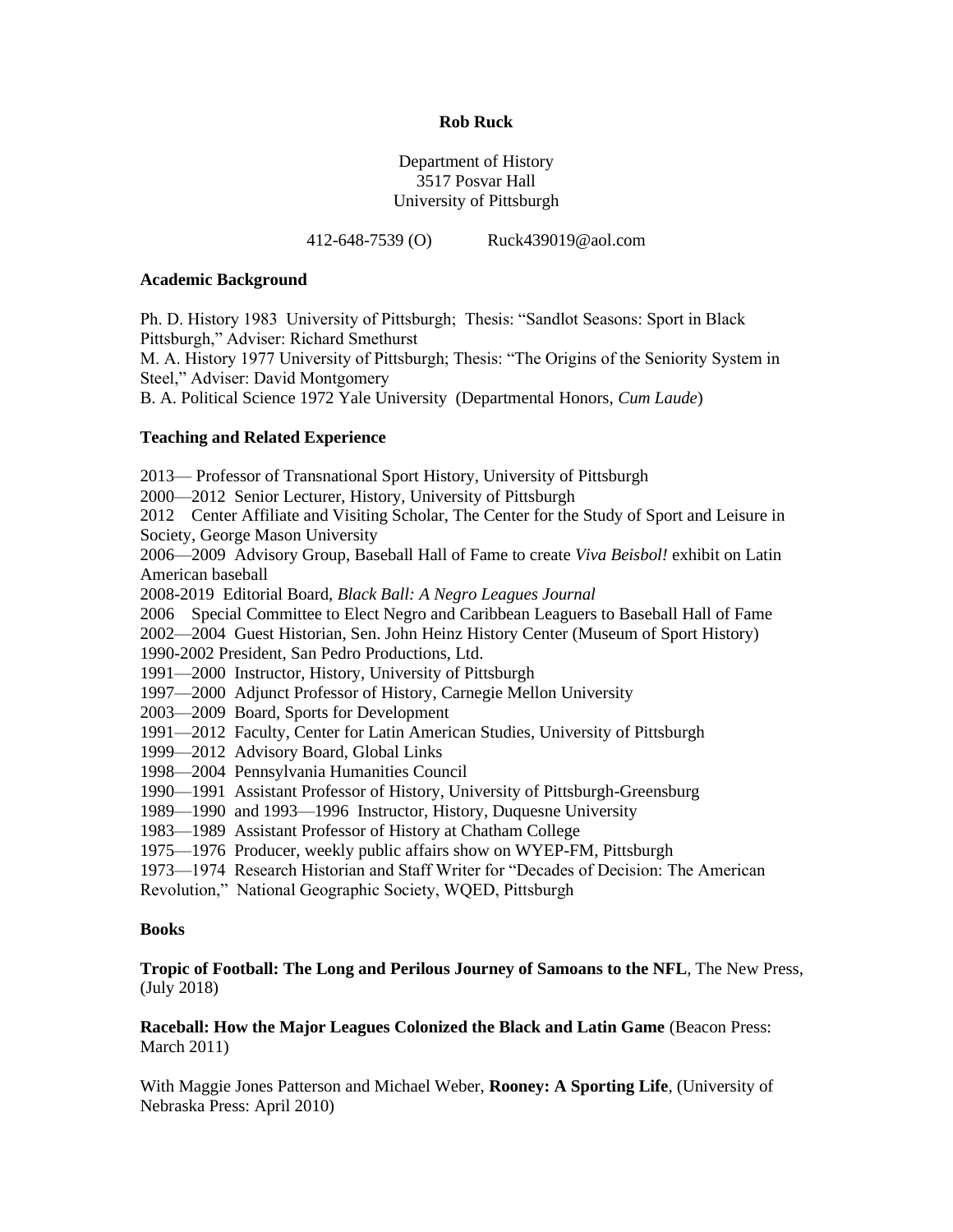**Rob Ruck**

Department of History
3517 Posvar Hall
University of Pittsburgh

412-648-7539 (O) Ruck439019@aol.com

## Academic Background

Ph. D. History 1983 University of Pittsburgh; Thesis: "Sandlot Seasons: Sport in Black Pittsburgh," Adviser: Richard Smethurst
M. A. History 1977 University of Pittsburgh; Thesis: "The Origins of the Seniority System in Steel," Adviser: David Montgomery
B. A. Political Science 1972 Yale University (Departmental Honors, *Cum Laude*)

## Teaching and Related Experience

2013— Professor of Transnational Sport History, University of Pittsburgh
2000—2012 Senior Lecturer, History, University of Pittsburgh
2012 Center Affiliate and Visiting Scholar, The Center for the Study of Sport and Leisure in Society, George Mason University
2006—2009 Advisory Group, Baseball Hall of Fame to create *Viva Beisbol!* exhibit on Latin American baseball
2008-2019 Editorial Board, *Black Ball: A Negro Leagues Journal*
2006 Special Committee to Elect Negro and Caribbean Leaguers to Baseball Hall of Fame
2002—2004 Guest Historian, Sen. John Heinz History Center (Museum of Sport History)
1990-2002 President, San Pedro Productions, Ltd.
1991—2000 Instructor, History, University of Pittsburgh
1997—2000 Adjunct Professor of History, Carnegie Mellon University
2003—2009 Board, Sports for Development
1991—2012 Faculty, Center for Latin American Studies, University of Pittsburgh
1999—2012 Advisory Board, Global Links
1998—2004 Pennsylvania Humanities Council
1990—1991 Assistant Professor of History, University of Pittsburgh-Greensburg
1989—1990 and 1993—1996 Instructor, History, Duquesne University
1983—1989 Assistant Professor of History at Chatham College
1975—1976 Producer, weekly public affairs show on WYEP-FM, Pittsburgh
1973—1974 Research Historian and Staff Writer for "Decades of Decision: The American Revolution," National Geographic Society, WQED, Pittsburgh

## Books

**Tropic of Football: The Long and Perilous Journey of Samoans to the NFL**, The New Press, (July 2018)

**Raceball: How the Major Leagues Colonized the Black and Latin Game** (Beacon Press: March 2011)

With Maggie Jones Patterson and Michael Weber, **Rooney: A Sporting Life**, (University of Nebraska Press: April 2010)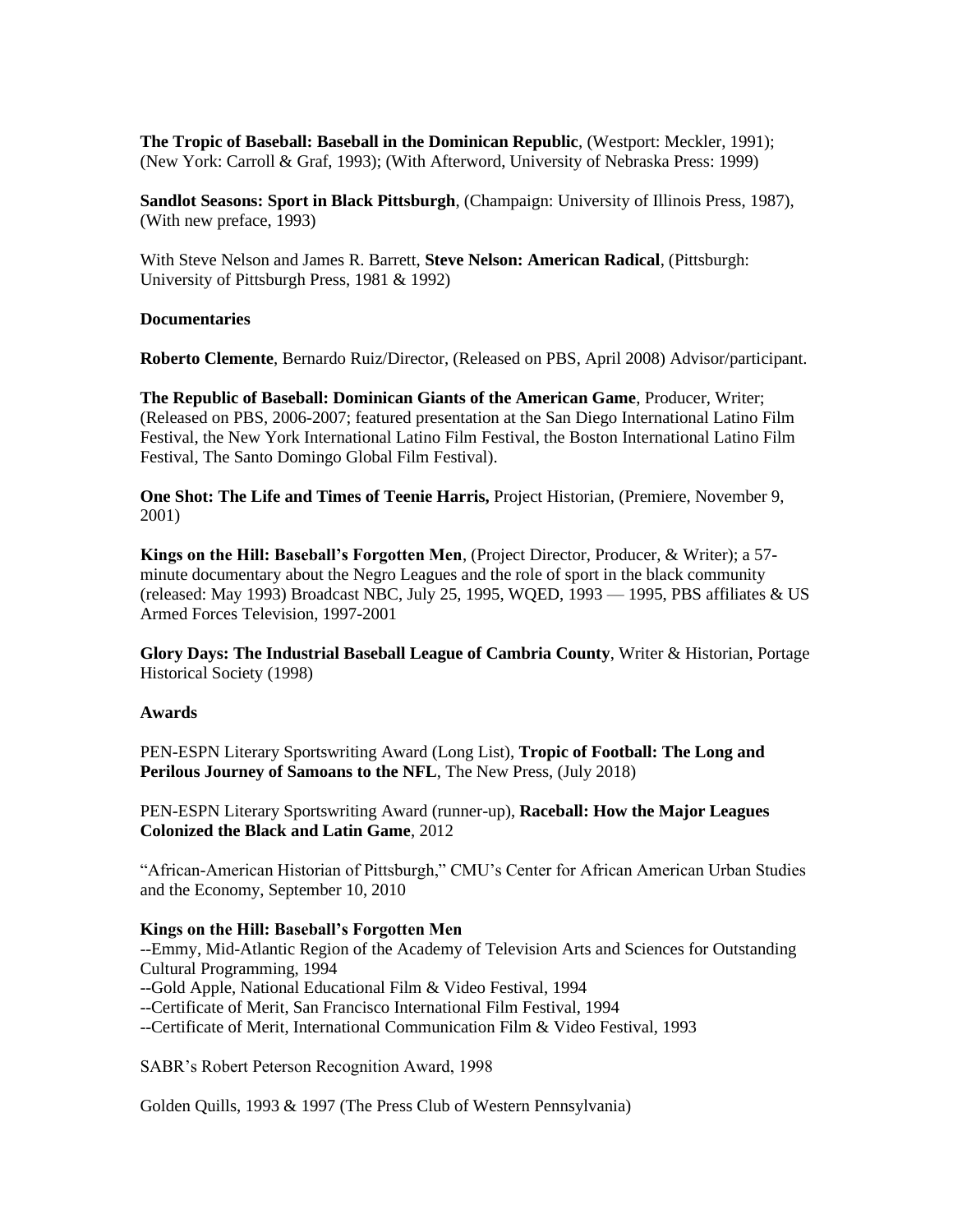**The Tropic of Baseball: Baseball in the Dominican Republic**, (Westport: Meckler, 1991); (New York: Carroll & Graf, 1993); (With Afterword, University of Nebraska Press: 1999)

**Sandlot Seasons: Sport in Black Pittsburgh**, (Champaign: University of Illinois Press, 1987), (With new preface, 1993)

With Steve Nelson and James R. Barrett, **Steve Nelson: American Radical**, (Pittsburgh: University of Pittsburgh Press, 1981 & 1992)

**Documentaries**

**Roberto Clemente**, Bernardo Ruiz/Director, (Released on PBS, April 2008) Advisor/participant.

**The Republic of Baseball: Dominican Giants of the American Game**, Producer, Writer; (Released on PBS, 2006-2007; featured presentation at the San Diego International Latino Film Festival, the New York International Latino Film Festival, the Boston International Latino Film Festival, The Santo Domingo Global Film Festival).

**One Shot: The Life and Times of Teenie Harris,** Project Historian, (Premiere, November 9, 2001)

**Kings on the Hill: Baseball's Forgotten Men**, (Project Director, Producer, & Writer); a 57-minute documentary about the Negro Leagues and the role of sport in the black community (released: May 1993) Broadcast NBC, July 25, 1995, WQED, 1993 — 1995, PBS affiliates & US Armed Forces Television, 1997-2001

**Glory Days: The Industrial Baseball League of Cambria County**, Writer & Historian, Portage Historical Society (1998)

**Awards**

PEN-ESPN Literary Sportswriting Award (Long List), **Tropic of Football: The Long and Perilous Journey of Samoans to the NFL**, The New Press, (July 2018)

PEN-ESPN Literary Sportswriting Award (runner-up), **Raceball: How the Major Leagues Colonized the Black and Latin Game**, 2012

"African-American Historian of Pittsburgh," CMU's Center for African American Urban Studies and the Economy, September 10, 2010

**Kings on the Hill: Baseball's Forgotten Men**
--Emmy, Mid-Atlantic Region of the Academy of Television Arts and Sciences for Outstanding Cultural Programming, 1994
--Gold Apple, National Educational Film & Video Festival, 1994
--Certificate of Merit, San Francisco International Film Festival, 1994
--Certificate of Merit, International Communication Film & Video Festival, 1993

SABR's Robert Peterson Recognition Award, 1998

Golden Quills, 1993 & 1997 (The Press Club of Western Pennsylvania)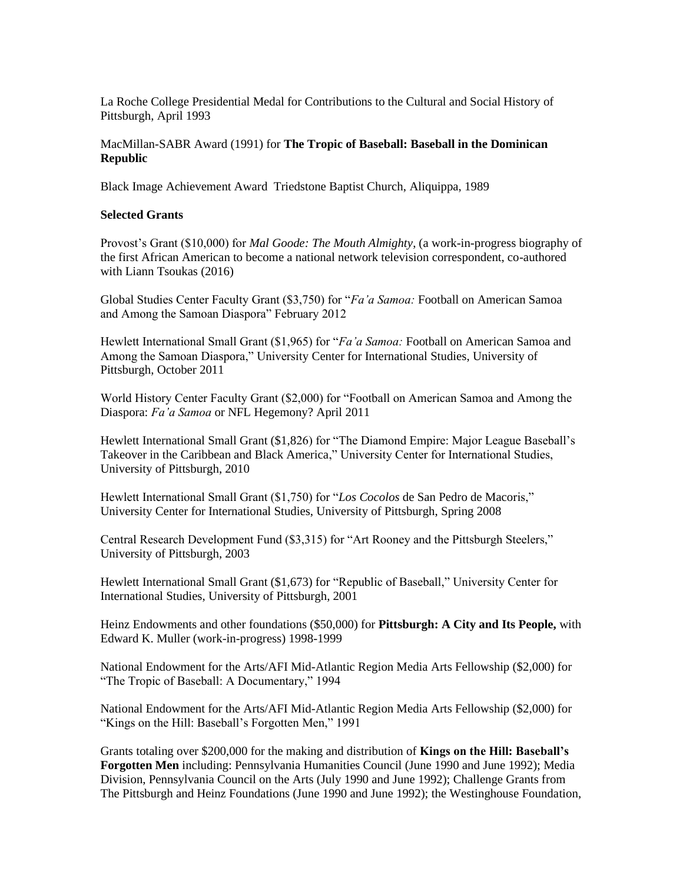La Roche College Presidential Medal for Contributions to the Cultural and Social History of Pittsburgh, April 1993

MacMillan-SABR Award (1991) for **The Tropic of Baseball: Baseball in the Dominican Republic**

Black Image Achievement Award  Triedstone Baptist Church, Aliquippa, 1989

**Selected Grants**

Provost's Grant ($10,000) for *Mal Goode: The Mouth Almighty*, (a work-in-progress biography of the first African American to become a national network television correspondent, co-authored with Liann Tsoukas (2016)

Global Studies Center Faculty Grant ($3,750) for "*Fa'a Samoa:* Football on American Samoa and Among the Samoan Diaspora" February 2012

Hewlett International Small Grant ($1,965) for "*Fa'a Samoa:* Football on American Samoa and Among the Samoan Diaspora," University Center for International Studies, University of Pittsburgh, October 2011

World History Center Faculty Grant ($2,000) for "Football on American Samoa and Among the Diaspora: *Fa'a Samoa* or NFL Hegemony? April 2011

Hewlett International Small Grant ($1,826) for "The Diamond Empire: Major League Baseball's Takeover in the Caribbean and Black America," University Center for International Studies, University of Pittsburgh, 2010

Hewlett International Small Grant ($1,750) for "*Los Cocolos* de San Pedro de Macoris," University Center for International Studies, University of Pittsburgh, Spring 2008

Central Research Development Fund ($3,315) for "Art Rooney and the Pittsburgh Steelers," University of Pittsburgh, 2003

Hewlett International Small Grant ($1,673) for "Republic of Baseball," University Center for International Studies, University of Pittsburgh, 2001

Heinz Endowments and other foundations ($50,000) for **Pittsburgh: A City and Its People,** with Edward K. Muller (work-in-progress) 1998-1999

National Endowment for the Arts/AFI Mid-Atlantic Region Media Arts Fellowship ($2,000) for "The Tropic of Baseball: A Documentary," 1994

National Endowment for the Arts/AFI Mid-Atlantic Region Media Arts Fellowship ($2,000) for "Kings on the Hill: Baseball's Forgotten Men," 1991

Grants totaling over $200,000 for the making and distribution of **Kings on the Hill: Baseball's Forgotten Men** including: Pennsylvania Humanities Council (June 1990 and June 1992); Media Division, Pennsylvania Council on the Arts (July 1990 and June 1992); Challenge Grants from The Pittsburgh and Heinz Foundations (June 1990 and June 1992); the Westinghouse Foundation,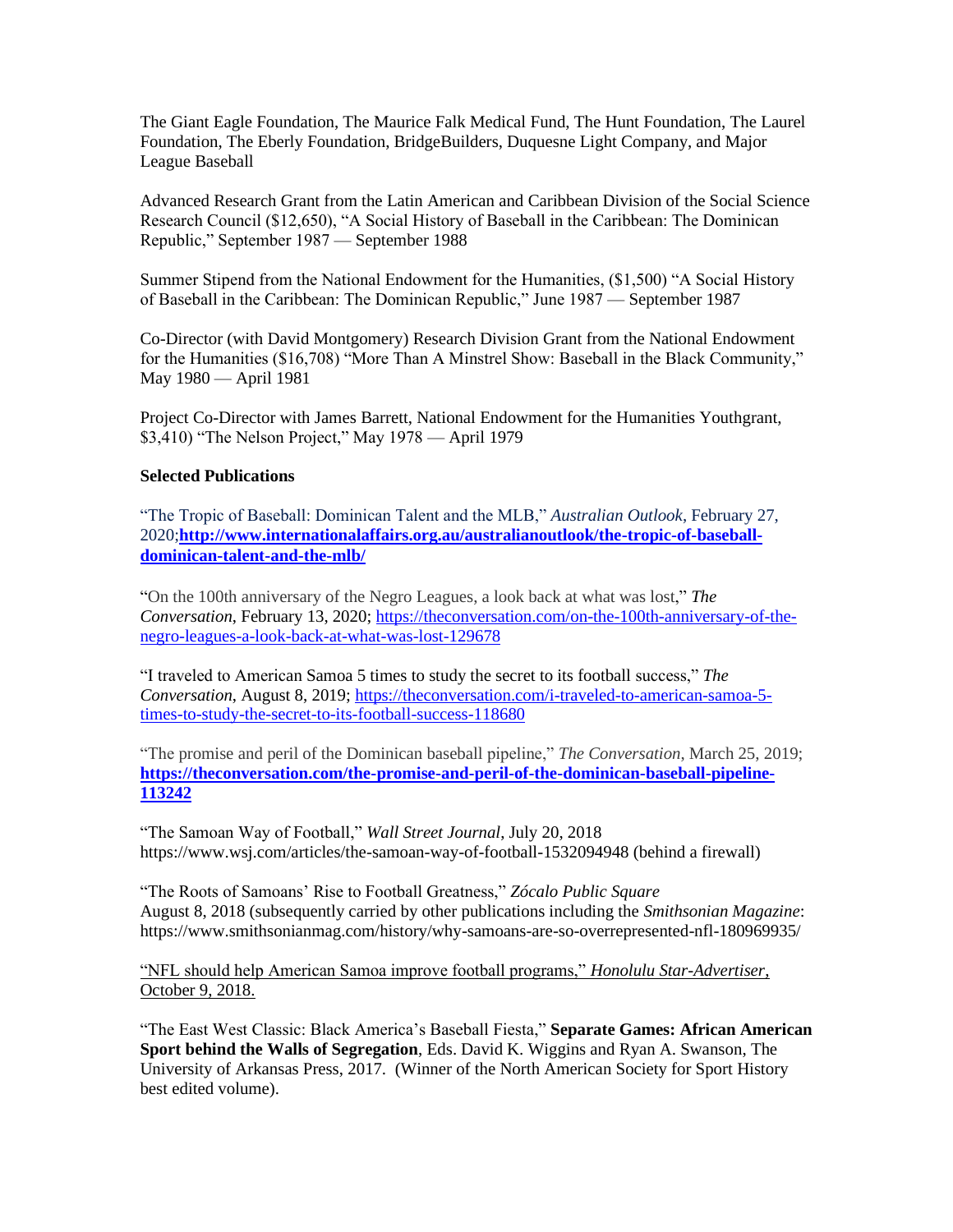The Giant Eagle Foundation, The Maurice Falk Medical Fund, The Hunt Foundation, The Laurel Foundation, The Eberly Foundation, BridgeBuilders, Duquesne Light Company, and Major League Baseball

Advanced Research Grant from the Latin American and Caribbean Division of the Social Science Research Council ($12,650), "A Social History of Baseball in the Caribbean: The Dominican Republic," September 1987 — September 1988

Summer Stipend from the National Endowment for the Humanities, ($1,500) "A Social History of Baseball in the Caribbean: The Dominican Republic," June 1987 — September 1987

Co-Director (with David Montgomery) Research Division Grant from the National Endowment for the Humanities ($16,708) "More Than A Minstrel Show: Baseball in the Black Community," May 1980 — April 1981

Project Co-Director with James Barrett, National Endowment for the Humanities Youthgrant, $3,410) "The Nelson Project," May 1978 — April 1979

**Selected Publications**

"The Tropic of Baseball: Dominican Talent and the MLB," *Australian Outlook*, February 27, 2020;**http://www.internationalaffairs.org.au/australianoutlook/the-tropic-of-baseball-dominican-talent-and-the-mlb/**

"On the 100th anniversary of the Negro Leagues, a look back at what was lost," *The Conversation*, February 13, 2020; https://theconversation.com/on-the-100th-anniversary-of-the-negro-leagues-a-look-back-at-what-was-lost-129678

"I traveled to American Samoa 5 times to study the secret to its football success," *The Conversation*, August 8, 2019; https://theconversation.com/i-traveled-to-american-samoa-5-times-to-study-the-secret-to-its-football-success-118680

"The promise and peril of the Dominican baseball pipeline," *The Conversation*, March 25, 2019; **https://theconversation.com/the-promise-and-peril-of-the-dominican-baseball-pipeline-113242**

"The Samoan Way of Football," *Wall Street Journal*, July 20, 2018 https://www.wsj.com/articles/the-samoan-way-of-football-1532094948 (behind a firewall)

"The Roots of Samoans' Rise to Football Greatness," *Zócalo Public Square* August 8, 2018 (subsequently carried by other publications including the *Smithsonian Magazine*: https://www.smithsonianmag.com/history/why-samoans-are-so-overrepresented-nfl-180969935/

"NFL should help American Samoa improve football programs," *Honolulu Star-Advertiser*, October 9, 2018.

"The East West Classic: Black America's Baseball Fiesta," **Separate Games: African American Sport behind the Walls of Segregation**, Eds. David K. Wiggins and Ryan A. Swanson, The University of Arkansas Press, 2017. (Winner of the North American Society for Sport History best edited volume).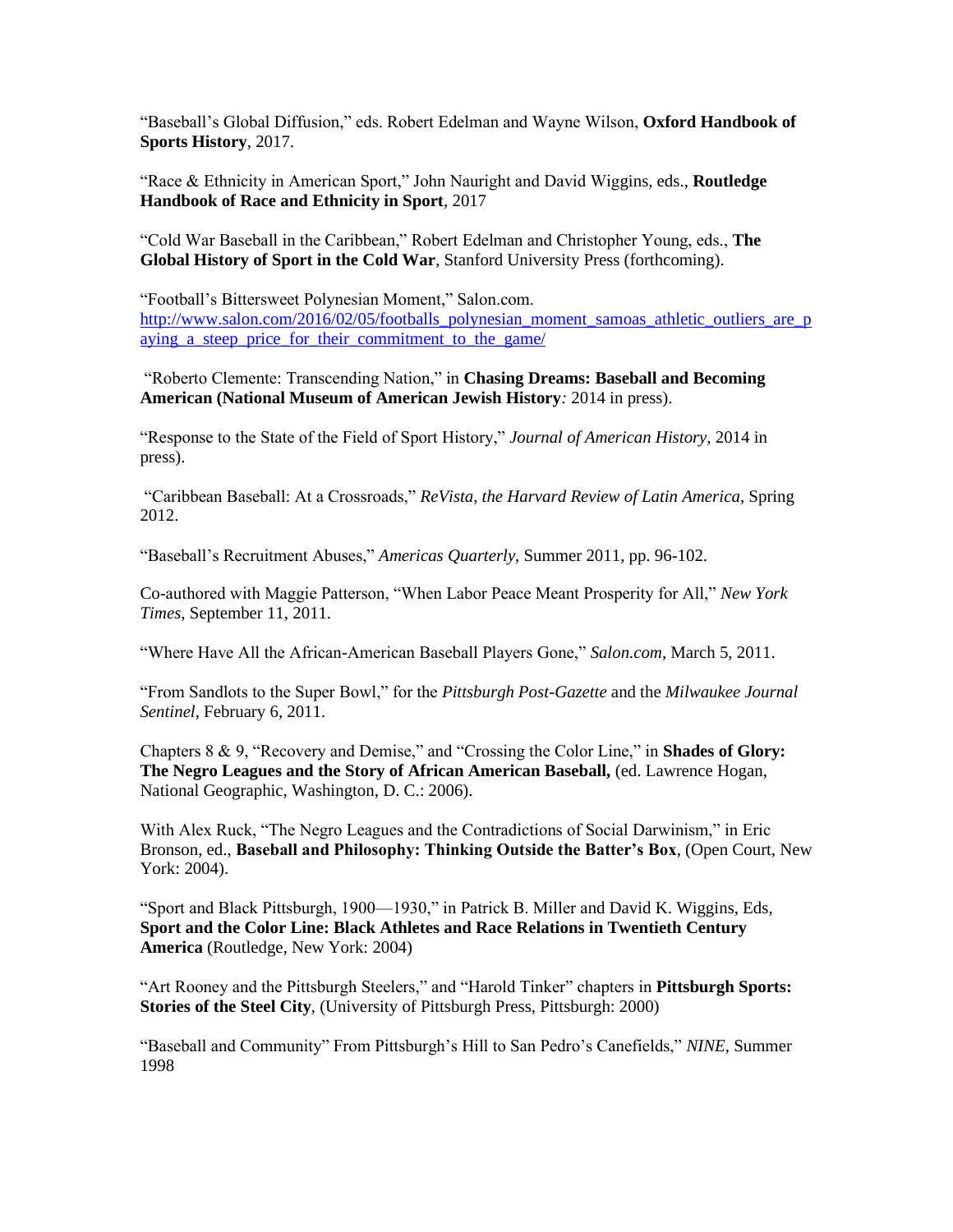"Baseball's Global Diffusion," eds. Robert Edelman and Wayne Wilson, **Oxford Handbook of Sports History**, 2017.

"Race & Ethnicity in American Sport," John Nauright and David Wiggins, eds., **Routledge Handbook of Race and Ethnicity in Sport**, 2017

"Cold War Baseball in the Caribbean," Robert Edelman and Christopher Young, eds., **The Global History of Sport in the Cold War**, Stanford University Press (forthcoming).

"Football's Bittersweet Polynesian Moment," Salon.com. http://www.salon.com/2016/02/05/footballs_polynesian_moment_samoas_athletic_outliers_are_paying_a_steep_price_for_their_commitment_to_the_game/

"Roberto Clemente: Transcending Nation," in **Chasing Dreams: Baseball and Becoming American (National Museum of American Jewish History***:* 2014 in press).

"Response to the State of the Field of Sport History," *Journal of American History*, 2014 in press).

"Caribbean Baseball: At a Crossroads," *ReVista, the Harvard Review of Latin America*, Spring 2012.

"Baseball's Recruitment Abuses," *Americas Quarterly*, Summer 2011, pp. 96-102.

Co-authored with Maggie Patterson, "When Labor Peace Meant Prosperity for All," *New York Times*, September 11, 2011.

"Where Have All the African-American Baseball Players Gone," *Salon.com*, March 5, 2011.

"From Sandlots to the Super Bowl," for the *Pittsburgh Post-Gazette* and the *Milwaukee Journal Sentinel*, February 6, 2011.

Chapters 8 & 9, "Recovery and Demise," and "Crossing the Color Line," in **Shades of Glory: The Negro Leagues and the Story of African American Baseball,** (ed. Lawrence Hogan, National Geographic, Washington, D. C.: 2006).

With Alex Ruck, "The Negro Leagues and the Contradictions of Social Darwinism," in Eric Bronson, ed., **Baseball and Philosophy: Thinking Outside the Batter's Box**, (Open Court, New York: 2004).

"Sport and Black Pittsburgh, 1900—1930," in Patrick B. Miller and David K. Wiggins, Eds, **Sport and the Color Line: Black Athletes and Race Relations in Twentieth Century America** (Routledge, New York: 2004)

"Art Rooney and the Pittsburgh Steelers," and "Harold Tinker" chapters in **Pittsburgh Sports: Stories of the Steel City**, (University of Pittsburgh Press, Pittsburgh: 2000)

"Baseball and Community" From Pittsburgh's Hill to San Pedro's Canefields," *NINE*, Summer 1998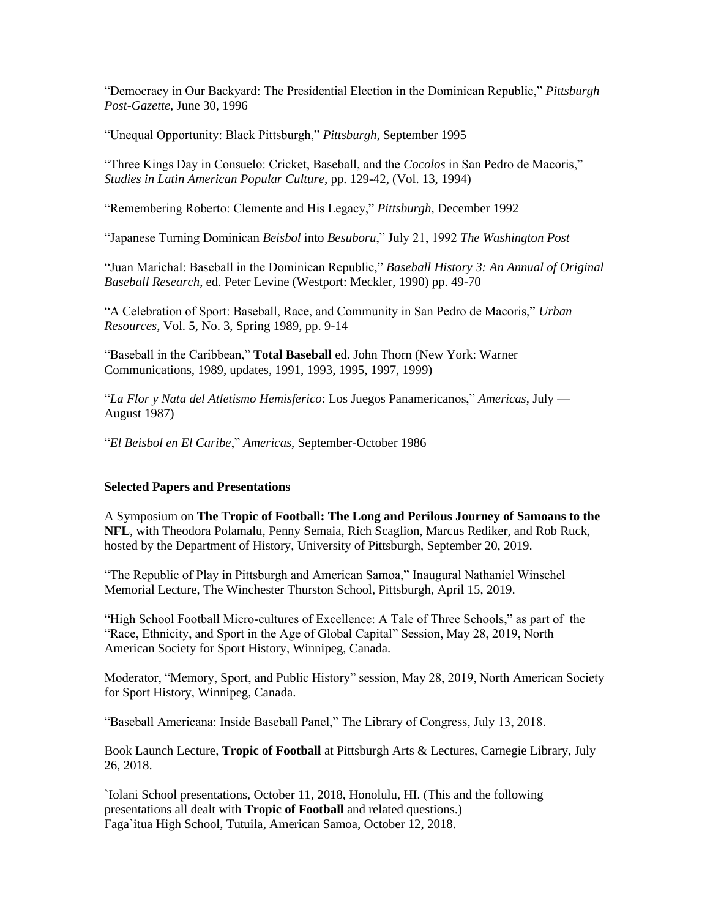"Democracy in Our Backyard: The Presidential Election in the Dominican Republic," *Pittsburgh Post-Gazette*, June 30, 1996

"Unequal Opportunity: Black Pittsburgh," *Pittsburgh*, September 1995

"Three Kings Day in Consuelo: Cricket, Baseball, and the *Cocolos* in San Pedro de Macoris," *Studies in Latin American Popular Culture*, pp. 129-42, (Vol. 13, 1994)

"Remembering Roberto: Clemente and His Legacy," *Pittsburgh*, December 1992

"Japanese Turning Dominican *Beisbol* into *Besuboru*," July 21, 1992 *The Washington Post*

"Juan Marichal: Baseball in the Dominican Republic," *Baseball History 3: An Annual of Original Baseball Research*, ed. Peter Levine (Westport: Meckler, 1990) pp. 49-70

"A Celebration of Sport: Baseball, Race, and Community in San Pedro de Macoris," *Urban Resources*, Vol. 5, No. 3, Spring 1989, pp. 9-14

"Baseball in the Caribbean," **Total Baseball** ed. John Thorn (New York: Warner Communications, 1989, updates, 1991, 1993, 1995, 1997, 1999)

"*La Flor y Nata del Atletismo Hemisferico*: Los Juegos Panamericanos," *Americas*, July — August 1987)

"*El Beisbol en El Caribe*," *Americas*, September-October 1986

**Selected Papers and Presentations**

A Symposium on **The Tropic of Football: The Long and Perilous Journey of Samoans to the NFL**, with Theodora Polamalu, Penny Semaia, Rich Scaglion, Marcus Rediker, and Rob Ruck, hosted by the Department of History, University of Pittsburgh, September 20, 2019.

"The Republic of Play in Pittsburgh and American Samoa," Inaugural Nathaniel Winschel Memorial Lecture, The Winchester Thurston School, Pittsburgh, April 15, 2019.

"High School Football Micro-cultures of Excellence: A Tale of Three Schools," as part of the "Race, Ethnicity, and Sport in the Age of Global Capital" Session, May 28, 2019, North American Society for Sport History, Winnipeg, Canada.

Moderator, "Memory, Sport, and Public History" session, May 28, 2019, North American Society for Sport History, Winnipeg, Canada.

"Baseball Americana: Inside Baseball Panel," The Library of Congress, July 13, 2018.

Book Launch Lecture, **Tropic of Football** at Pittsburgh Arts & Lectures, Carnegie Library, July 26, 2018.

`Iolani School presentations, October 11, 2018, Honolulu, HI. (This and the following presentations all dealt with **Tropic of Football** and related questions.)
Faga`itua High School, Tutuila, American Samoa, October 12, 2018.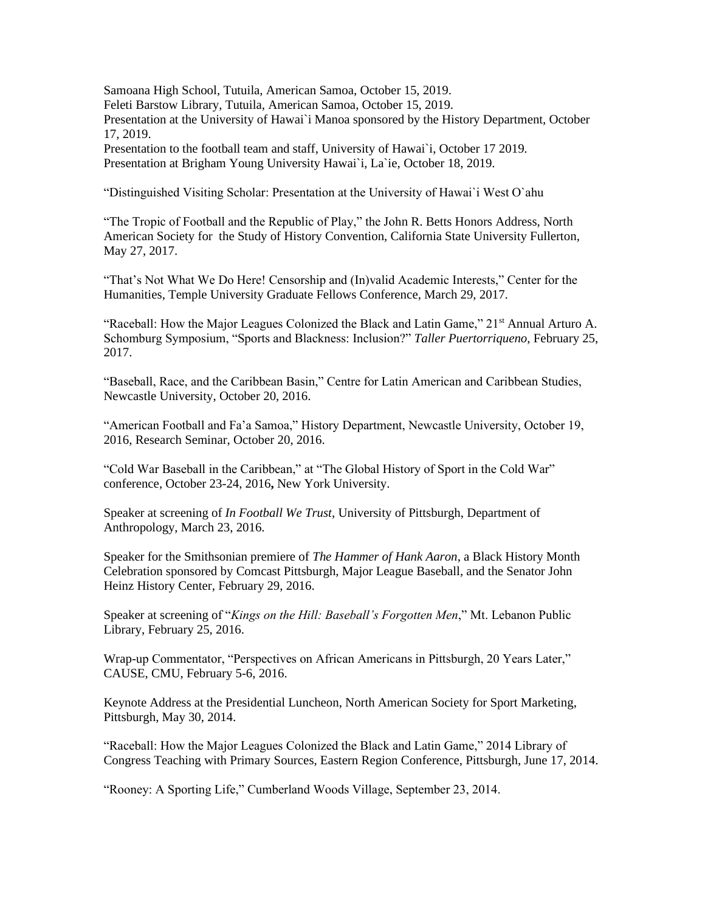Samoana High School, Tutuila, American Samoa, October 15, 2019.
Feleti Barstow Library, Tutuila, American Samoa, October 15, 2019.
Presentation at the University of Hawai`i Manoa sponsored by the History Department, October 17, 2019.
Presentation to the football team and staff, University of Hawai`i, October 17 2019.
Presentation at Brigham Young University Hawai`i, La`ie, October 18, 2019.

"Distinguished Visiting Scholar: Presentation at the University of Hawai`i West O`ahu

"The Tropic of Football and the Republic of Play," the John R. Betts Honors Address, North American Society for the Study of History Convention, California State University Fullerton, May 27, 2017.

"That's Not What We Do Here! Censorship and (In)valid Academic Interests," Center for the Humanities, Temple University Graduate Fellows Conference, March 29, 2017.

"Raceball: How the Major Leagues Colonized the Black and Latin Game," 21st Annual Arturo A. Schomburg Symposium, "Sports and Blackness: Inclusion?" *Taller Puertorriqueno*, February 25, 2017.

"Baseball, Race, and the Caribbean Basin," Centre for Latin American and Caribbean Studies, Newcastle University, October 20, 2016.

"American Football and Fa'a Samoa," History Department, Newcastle University, October 19, 2016, Research Seminar, October 20, 2016.

"Cold War Baseball in the Caribbean," at "The Global History of Sport in the Cold War" conference, October 23-24, 2016**,** New York University.

Speaker at screening of *In Football We Trust*, University of Pittsburgh, Department of Anthropology, March 23, 2016.

Speaker for the Smithsonian premiere of *The Hammer of Hank Aaron*, a Black History Month Celebration sponsored by Comcast Pittsburgh, Major League Baseball, and the Senator John Heinz History Center, February 29, 2016.

Speaker at screening of "*Kings on the Hill: Baseball's Forgotten Men*," Mt. Lebanon Public Library, February 25, 2016.

Wrap-up Commentator, "Perspectives on African Americans in Pittsburgh, 20 Years Later," CAUSE, CMU, February 5-6, 2016.

Keynote Address at the Presidential Luncheon, North American Society for Sport Marketing, Pittsburgh, May 30, 2014.

"Raceball: How the Major Leagues Colonized the Black and Latin Game," 2014 Library of Congress Teaching with Primary Sources, Eastern Region Conference, Pittsburgh, June 17, 2014.

"Rooney: A Sporting Life," Cumberland Woods Village, September 23, 2014.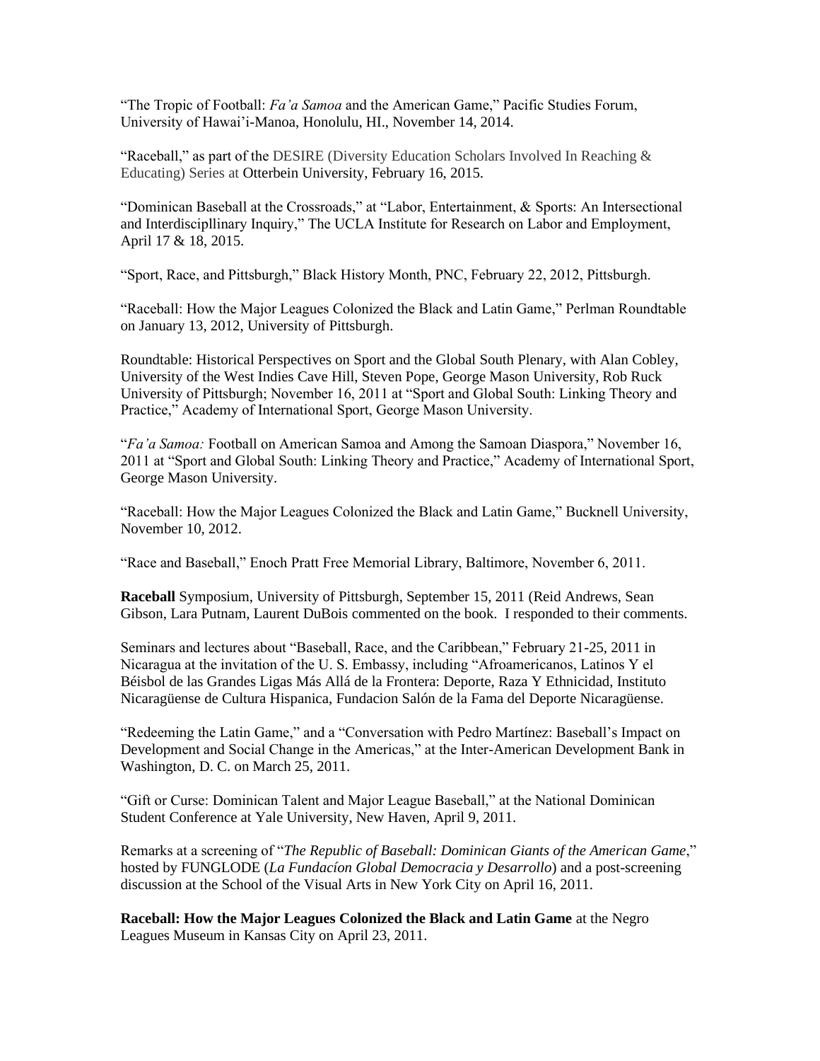"The Tropic of Football: *Fa'a Samoa* and the American Game," Pacific Studies Forum, University of Hawai'i-Manoa, Honolulu, HI., November 14, 2014.

"Raceball," as part of the DESIRE (Diversity Education Scholars Involved In Reaching & Educating) Series at Otterbein University, February 16, 2015.

"Dominican Baseball at the Crossroads," at "Labor, Entertainment, & Sports: An Intersectional and Interdiscipllinary Inquiry," The UCLA Institute for Research on Labor and Employment, April 17 & 18, 2015.

"Sport, Race, and Pittsburgh," Black History Month, PNC, February 22, 2012, Pittsburgh.

"Raceball: How the Major Leagues Colonized the Black and Latin Game," Perlman Roundtable on January 13, 2012, University of Pittsburgh.

Roundtable: Historical Perspectives on Sport and the Global South Plenary, with Alan Cobley, University of the West Indies Cave Hill, Steven Pope, George Mason University, Rob Ruck University of Pittsburgh; November 16, 2011 at "Sport and Global South: Linking Theory and Practice," Academy of International Sport, George Mason University.

"*Fa'a Samoa:* Football on American Samoa and Among the Samoan Diaspora," November 16, 2011 at "Sport and Global South: Linking Theory and Practice," Academy of International Sport, George Mason University.

"Raceball: How the Major Leagues Colonized the Black and Latin Game," Bucknell University, November 10, 2012.

"Race and Baseball," Enoch Pratt Free Memorial Library, Baltimore, November 6, 2011.

**Raceball** Symposium, University of Pittsburgh, September 15, 2011 (Reid Andrews, Sean Gibson, Lara Putnam, Laurent DuBois commented on the book. I responded to their comments.

Seminars and lectures about "Baseball, Race, and the Caribbean," February 21-25, 2011 in Nicaragua at the invitation of the U. S. Embassy, including "Afroamericanos, Latinos Y el Béisbol de las Grandes Ligas Más Allá de la Frontera: Deporte, Raza Y Ethnicidad, Instituto Nicaragüense de Cultura Hispanica, Fundacion Salón de la Fama del Deporte Nicaragüense.

"Redeeming the Latin Game," and a "Conversation with Pedro Martínez: Baseball's Impact on Development and Social Change in the Americas," at the Inter-American Development Bank in Washington, D. C. on March 25, 2011.

"Gift or Curse: Dominican Talent and Major League Baseball," at the National Dominican Student Conference at Yale University, New Haven, April 9, 2011.

Remarks at a screening of "*The Republic of Baseball: Dominican Giants of the American Game*," hosted by FUNGLODE (*La Fundacíon Global Democracia y Desarrollo*) and a post-screening discussion at the School of the Visual Arts in New York City on April 16, 2011.

**Raceball: How the Major Leagues Colonized the Black and Latin Game** at the Negro Leagues Museum in Kansas City on April 23, 2011.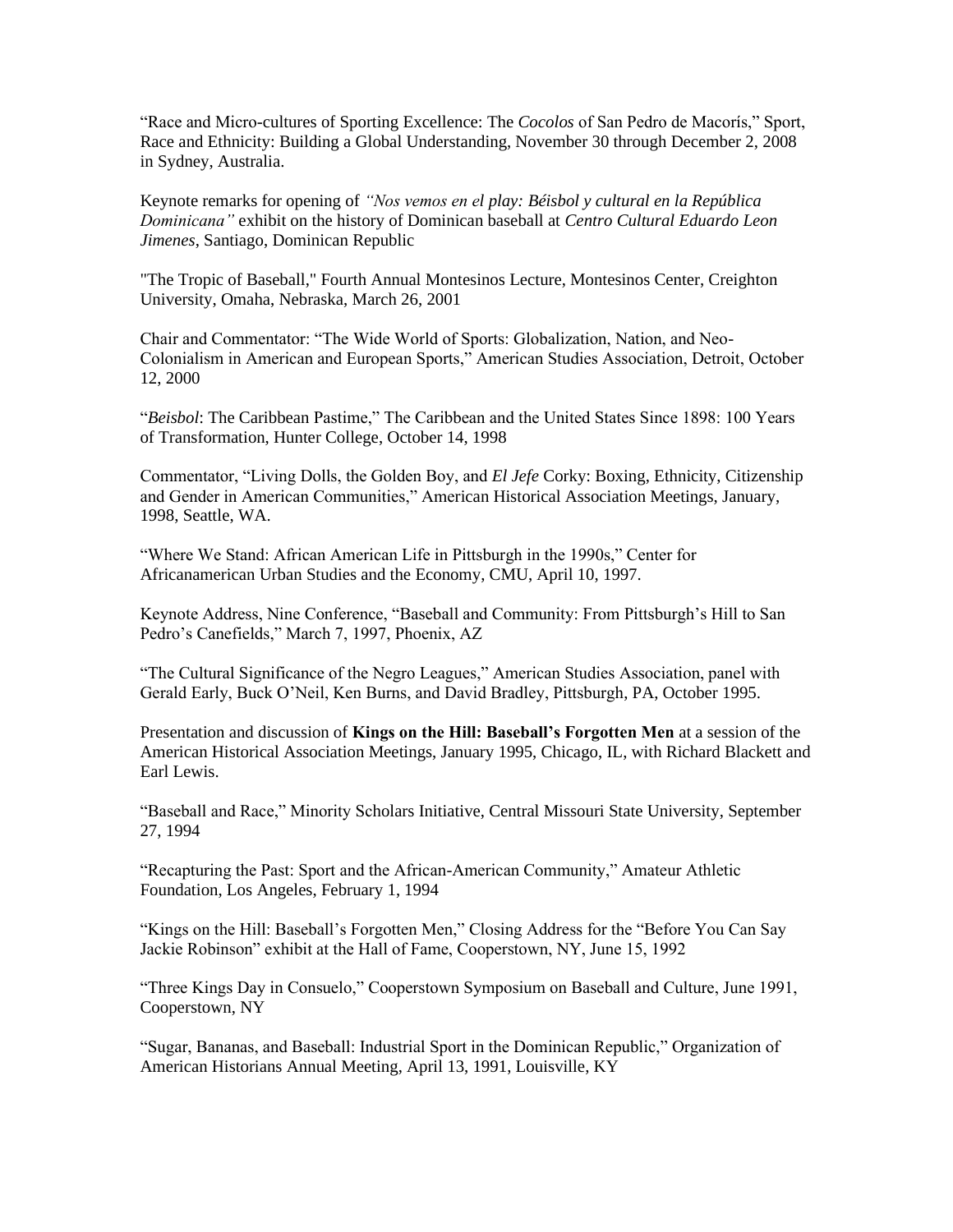"Race and Micro-cultures of Sporting Excellence: The *Cocolos* of San Pedro de Macorís," Sport, Race and Ethnicity: Building a Global Understanding, November 30 through December 2, 2008 in Sydney, Australia.

Keynote remarks for opening of *"Nos vemos en el play: Béisbol y cultural en la República Dominicana"* exhibit on the history of Dominican baseball at *Centro Cultural Eduardo Leon Jimenes*, Santiago, Dominican Republic

"The Tropic of Baseball," Fourth Annual Montesinos Lecture, Montesinos Center, Creighton University, Omaha, Nebraska, March 26, 2001

Chair and Commentator: "The Wide World of Sports: Globalization, Nation, and Neo-Colonialism in American and European Sports," American Studies Association, Detroit, October 12, 2000

"*Beisbol*: The Caribbean Pastime," The Caribbean and the United States Since 1898: 100 Years of Transformation, Hunter College, October 14, 1998

Commentator, "Living Dolls, the Golden Boy, and *El Jefe* Corky: Boxing, Ethnicity, Citizenship and Gender in American Communities," American Historical Association Meetings, January, 1998, Seattle, WA.

"Where We Stand: African American Life in Pittsburgh in the 1990s," Center for Africanamerican Urban Studies and the Economy, CMU, April 10, 1997.

Keynote Address, Nine Conference, "Baseball and Community: From Pittsburgh's Hill to San Pedro's Canefields," March 7, 1997, Phoenix, AZ

"The Cultural Significance of the Negro Leagues," American Studies Association, panel with Gerald Early, Buck O'Neil, Ken Burns, and David Bradley, Pittsburgh, PA, October 1995.

Presentation and discussion of **Kings on the Hill: Baseball's Forgotten Men** at a session of the American Historical Association Meetings, January 1995, Chicago, IL, with Richard Blackett and Earl Lewis.

"Baseball and Race," Minority Scholars Initiative, Central Missouri State University, September 27, 1994

"Recapturing the Past: Sport and the African-American Community," Amateur Athletic Foundation, Los Angeles, February 1, 1994

"Kings on the Hill: Baseball's Forgotten Men," Closing Address for the "Before You Can Say Jackie Robinson" exhibit at the Hall of Fame, Cooperstown, NY, June 15, 1992

"Three Kings Day in Consuelo," Cooperstown Symposium on Baseball and Culture, June 1991, Cooperstown, NY

"Sugar, Bananas, and Baseball: Industrial Sport in the Dominican Republic," Organization of American Historians Annual Meeting, April 13, 1991, Louisville, KY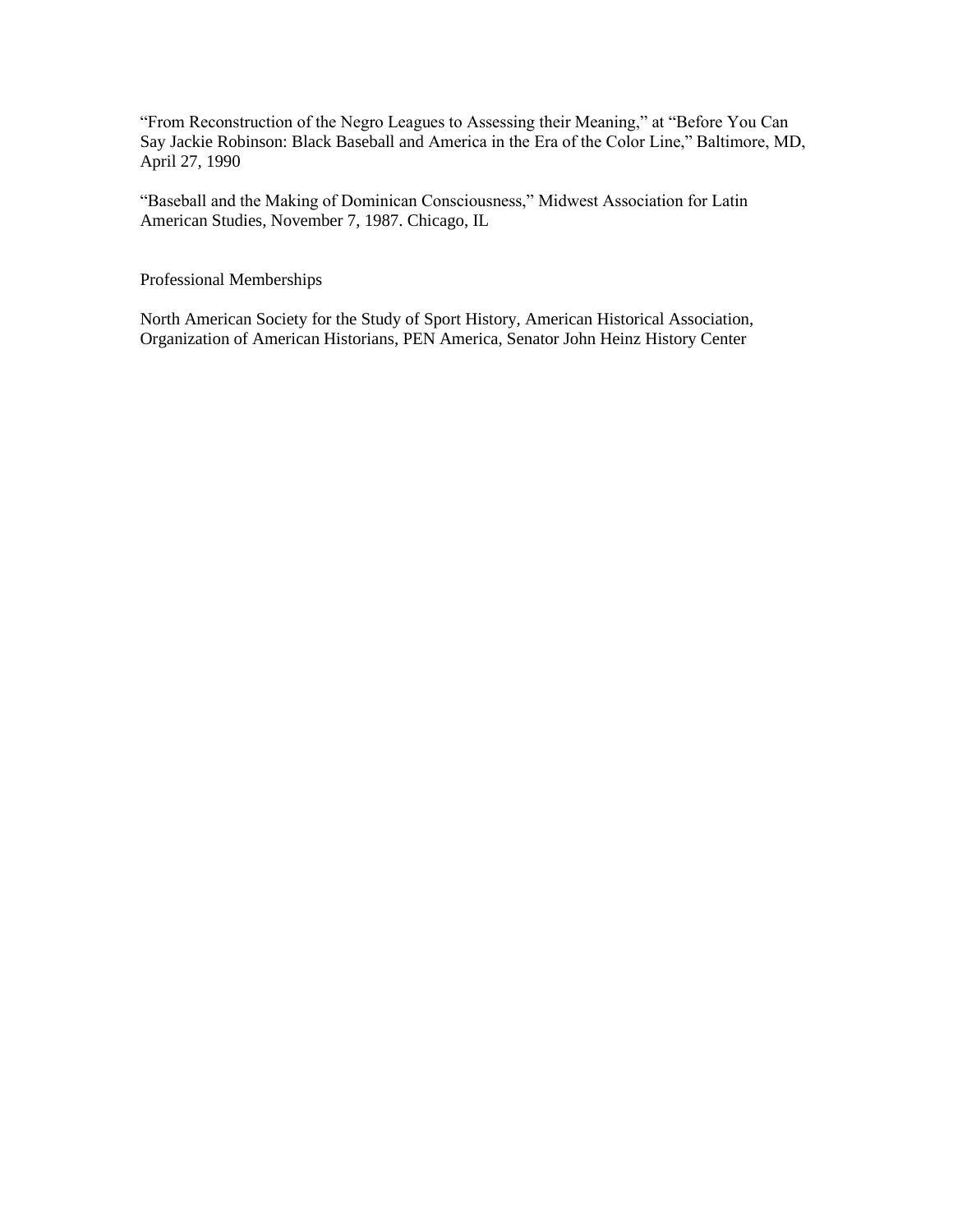"From Reconstruction of the Negro Leagues to Assessing their Meaning," at "Before You Can Say Jackie Robinson: Black Baseball and America in the Era of the Color Line," Baltimore, MD, April 27, 1990

"Baseball and the Making of Dominican Consciousness," Midwest Association for Latin American Studies, November 7, 1987. Chicago, IL

## Professional Memberships

North American Society for the Study of Sport History, American Historical Association, Organization of American Historians, PEN America, Senator John Heinz History Center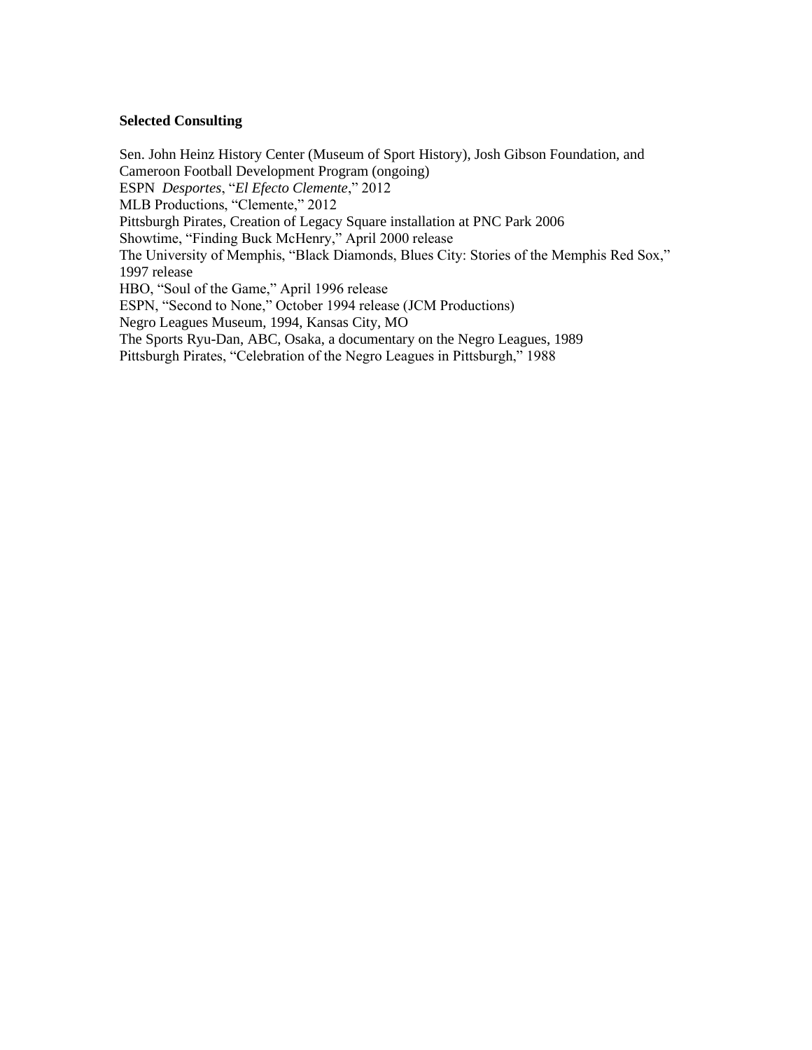**Selected Consulting**

Sen. John Heinz History Center (Museum of Sport History), Josh Gibson Foundation, and Cameroon Football Development Program (ongoing)
ESPN *Desportes*, "*El Efecto Clemente*," 2012
MLB Productions, "Clemente," 2012
Pittsburgh Pirates, Creation of Legacy Square installation at PNC Park 2006
Showtime, "Finding Buck McHenry," April 2000 release
The University of Memphis, "Black Diamonds, Blues City: Stories of the Memphis Red Sox," 1997 release
HBO, "Soul of the Game," April 1996 release
ESPN, "Second to None," October 1994 release (JCM Productions)
Negro Leagues Museum, 1994, Kansas City, MO
The Sports Ryu-Dan, ABC, Osaka, a documentary on the Negro Leagues, 1989
Pittsburgh Pirates, "Celebration of the Negro Leagues in Pittsburgh," 1988